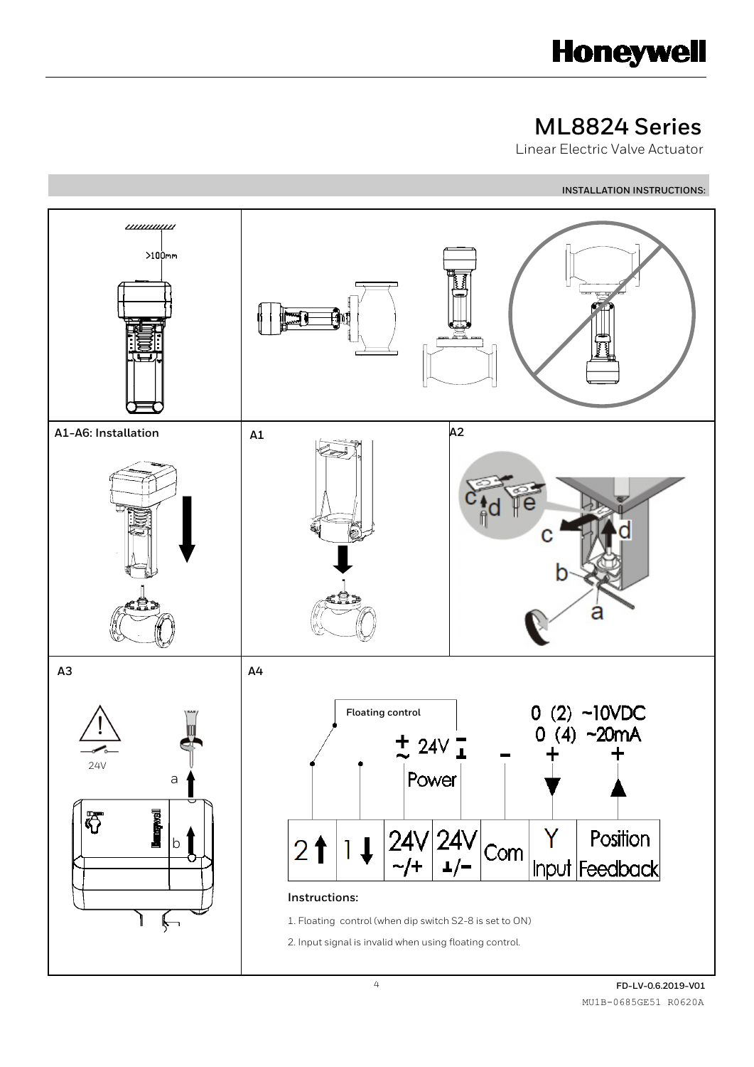# ML8824 Series

Linear Electric Valve Actuator

INSTALLATION INSTRUCTIONS:

>100mm

A1-A6: Installation

A1

A2

c d e

c d

b

a

A3

24V

a

b

A4

Floating control

$\pm$ 24V

Power

0 (2) ~10VDC
0 (4) ~20mA

| 2 ↑ | 1 ↓ | 24V ~/+ | 24V ⊥/− | Com | Y Input | Position Feedback |
|---|---|---|---|---|---|---|

Instructions:

1. Floating control (when dip switch S2-8 is set to ON)
2. Input signal is invalid when using floating control.

FD-LV-0.6.2019-V01

MU1B-0685GE51 R0620A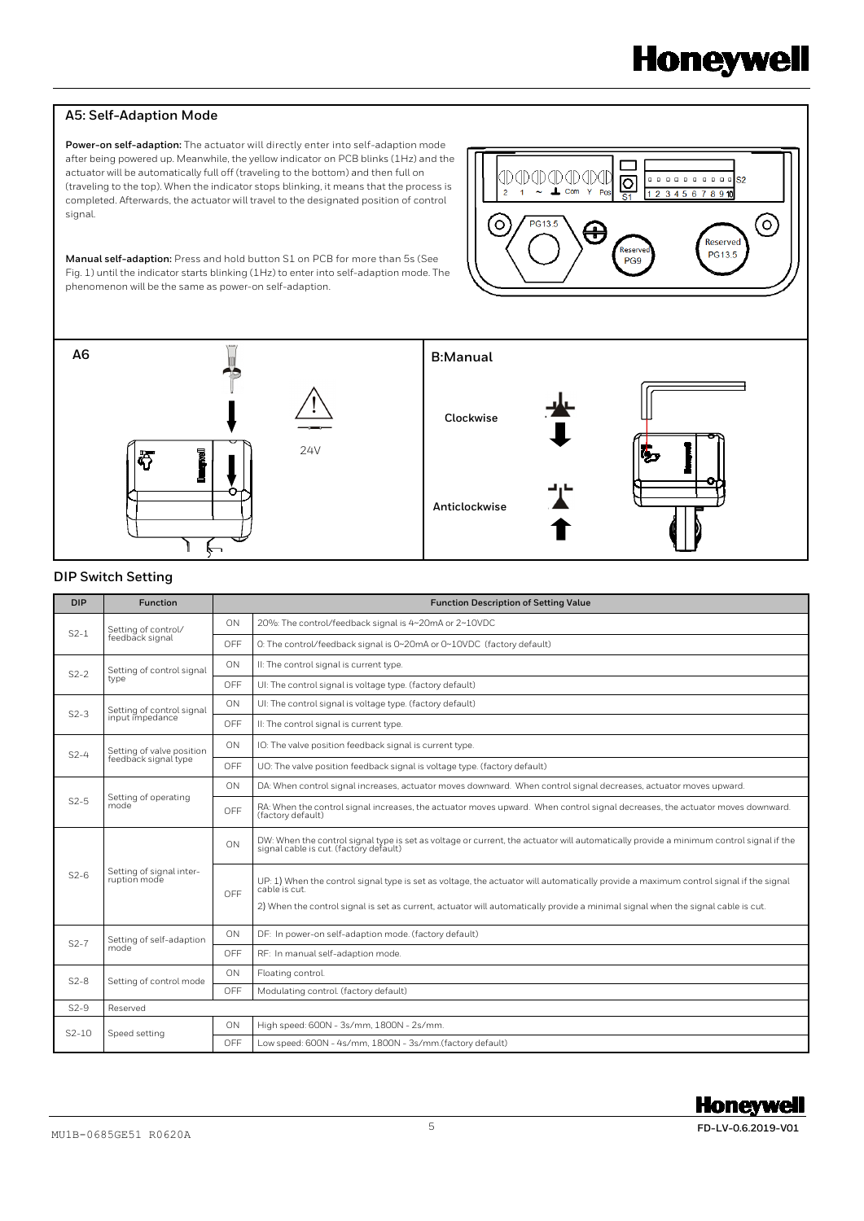## A5: Self-Adaption Mode

**Power-on self-adaption:** The actuator will directly enter into self-adaption mode after being powered up. Meanwhile, the yellow indicator on PCB blinks (1Hz) and the actuator will be automatically full off (traveling to the bottom) and then full on (traveling to the top). When the indicator stops blinking, it means that the process is completed. Afterwards, the actuator will travel to the designated position of control signal.

**Manual self-adaption:** Press and hold button S1 on PCB for more than 5s (See Fig. 1) until the indicator starts blinking (1Hz) to enter into self-adaption mode. The phenomenon will be the same as power-on self-adaption.

## A6

24V

## B:Manual

Clockwise

Anticlockwise

## DIP Switch Setting

| DIP | Function | | Function Description of Setting Value |
|---|---|---|---|
| S2-1 | Setting of control/ feedback signal | ON | 20%: The control/feedback signal is 4~20mA or 2~10VDC |
| | | OFF | 0: The control/feedback signal is 0~20mA or 0~10VDC (factory default) |
| S2-2 | Setting of control signal type | ON | II: The control signal is current type. |
| | | OFF | UI: The control signal is voltage type. (factory default) |
| S2-3 | Setting of control signal input impedance | ON | UI: The control signal is voltage type. (factory default) |
| | | OFF | II: The control signal is current type. |
| S2-4 | Setting of valve position feedback signal type | ON | IO: The valve position feedback signal is current type. |
| | | OFF | UO: The valve position feedback signal is voltage type. (factory default) |
| S2-5 | Setting of operating mode | ON | DA: When control signal increases, actuator moves downward. When control signal decreases, actuator moves upward. |
| | | OFF | RA: When the control signal increases, the actuator moves upward. When control signal decreases, the actuator moves downward. (factory default) |
| S2-6 | Setting of signal interruption mode | ON | DW: When the control signal type is set as voltage or current, the actuator will automatically provide a minimum control signal if the signal cable is cut. (factory default) |
| | | OFF | UP: 1) When the control signal type is set as voltage, the actuator will automatically provide a maximum control signal if the signal cable is cut.<br>2) When the control signal is set as current, actuator will automatically provide a minimal signal when the signal cable is cut. |
| S2-7 | Setting of self-adaption mode | ON | DF: In power-on self-adaption mode. (factory default) |
| | | OFF | RF: In manual self-adaption mode. |
| S2-8 | Setting of control mode | ON | Floating control. |
| | | OFF | Modulating control. (factory default) |
| S2-9 | Reserved | | |
| S2-10 | Speed setting | ON | High speed: 600N - 3s/mm, 1800N - 2s/mm. |
| | | OFF | Low speed: 600N - 4s/mm, 1800N - 3s/mm.(factory default) |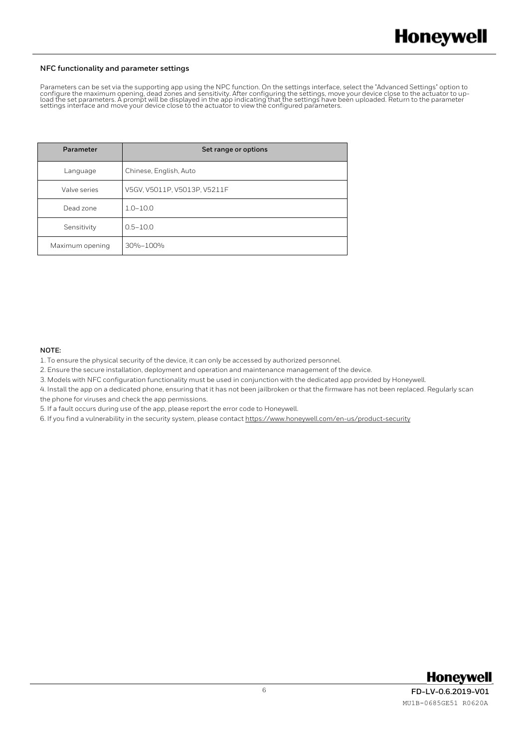### NFC functionality and parameter settings

Parameters can be set via the supporting app using the NPC function. On the settings interface, select the "Advanced Settings" option to configure the maximum opening, dead zones and sensitivity. After configuring the settings, move your device close to the actuator to upload the set parameters. A prompt will be displayed in the app indicating that the settings have been uploaded. Return to the parameter settings interface and move your device close to the actuator to view the configured parameters.

| Parameter | Set range or options |
| --- | --- |
| Language | Chinese, English, Auto |
| Valve series | V5GV, V5011P, V5013P, V5211F |
| Dead zone | 1.0–10.0 |
| Sensitivity | 0.5–10.0 |
| Maximum opening | 30%–100% |

**NOTE:**

1. To ensure the physical security of the device, it can only be accessed by authorized personnel.
2. Ensure the secure installation, deployment and operation and maintenance management of the device.
3. Models with NFC configuration functionality must be used in conjunction with the dedicated app provided by Honeywell.
4. Install the app on a dedicated phone, ensuring that it has not been jailbroken or that the firmware has not been replaced. Regularly scan the phone for viruses and check the app permissions.
5. If a fault occurs during use of the app, please report the error code to Honeywell.
6. If you find a vulnerability in the security system, please contact https://www.honeywell.com/en-us/product-security

FD-LV-0.6.2019-V01

MU1B-0685GE51 R0620A